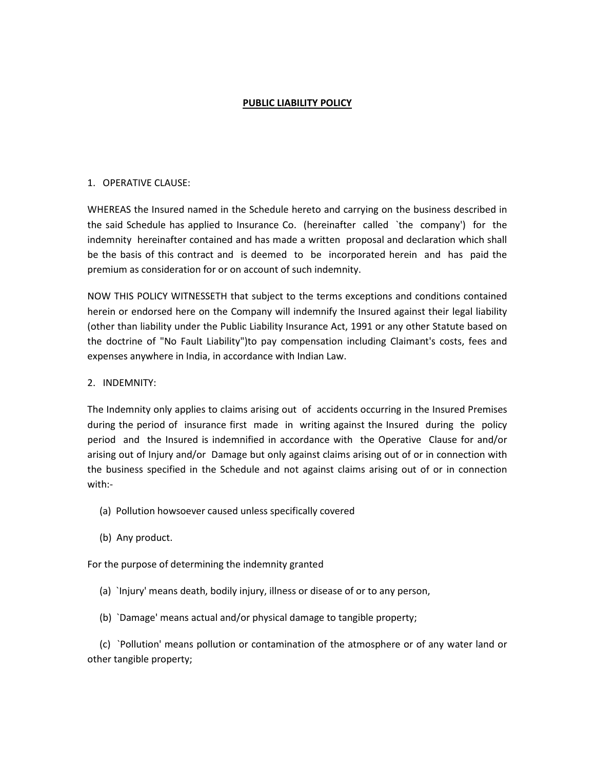# PUBLIC LIABILITY POLICY

1. OPERATIVE CLAUSE:

WHEREAS the Insured named in the Schedule hereto and carrying on the business described in the said Schedule has applied to Insurance Co. (hereinafter called `the company') for the indemnity hereinafter contained and has made a written proposal and declaration which shall be the basis of this contract and is deemed to be incorporated herein and has paid the premium as consideration for or on account of such indemnity.

NOW THIS POLICY WITNESSETH that subject to the terms exceptions and conditions contained herein or endorsed here on the Company will indemnify the Insured against their legal liability (other than liability under the Public Liability Insurance Act, 1991 or any other Statute based on the doctrine of "No Fault Liability")to pay compensation including Claimant's costs, fees and expenses anywhere in India, in accordance with Indian Law.

2. INDEMNITY:

The Indemnity only applies to claims arising out of accidents occurring in the Insured Premises during the period of insurance first made in writing against the Insured during the policy period and the Insured is indemnified in accordance with the Operative Clause for and/or arising out of Injury and/or Damage but only against claims arising out of or in connection with the business specified in the Schedule and not against claims arising out of or in connection with:-

(a) Pollution howsoever caused unless specifically covered

(b) Any product.

For the purpose of determining the indemnity granted

(a) `Injury' means death, bodily injury, illness or disease of or to any person,

(b) `Damage' means actual and/or physical damage to tangible property;

(c) `Pollution' means pollution or contamination of the atmosphere or of any water land or other tangible property;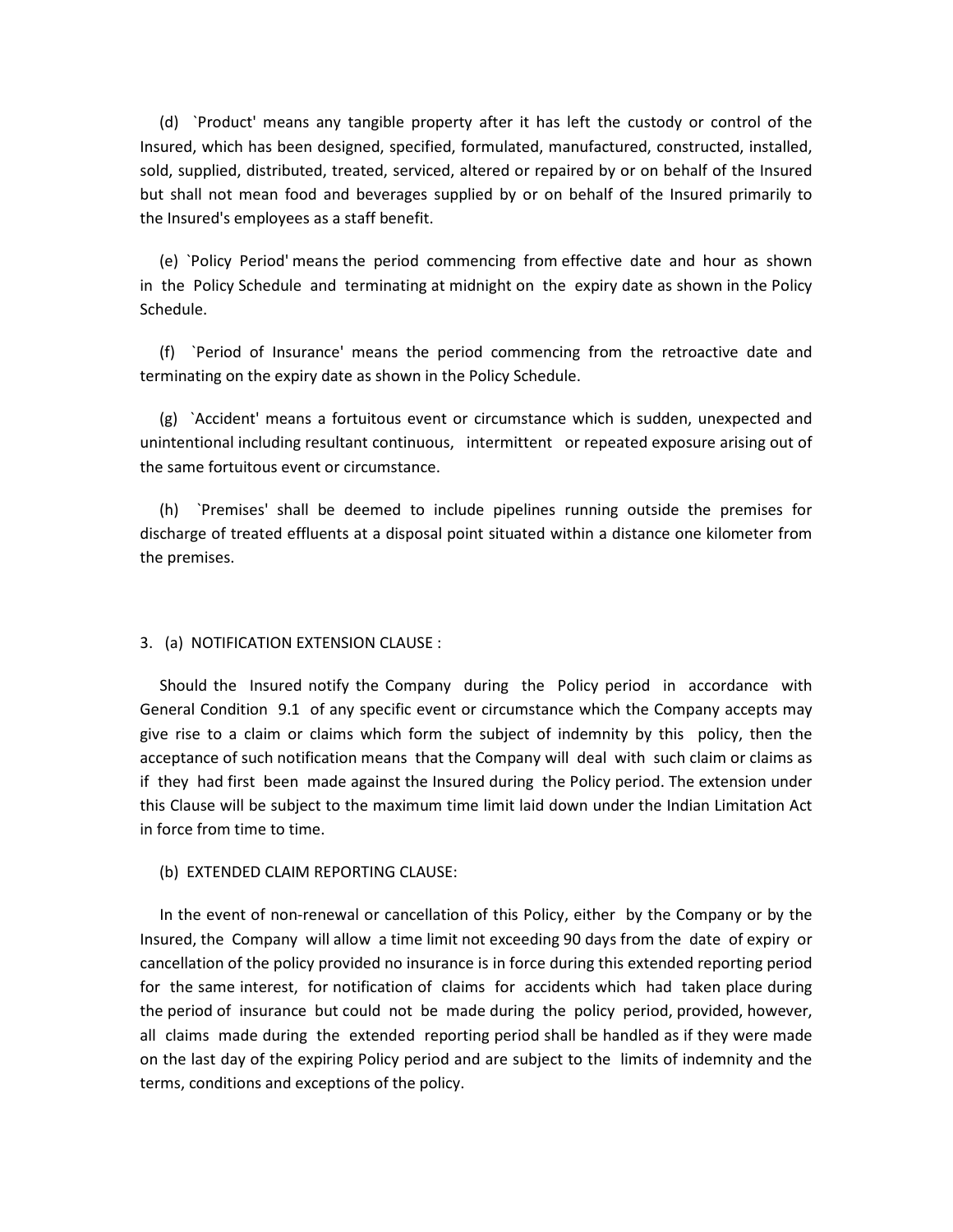(d) `Product' means any tangible property after it has left the custody or control of the Insured, which has been designed, specified, formulated, manufactured, constructed, installed, sold, supplied, distributed, treated, serviced, altered or repaired by or on behalf of the Insured but shall not mean food and beverages supplied by or on behalf of the Insured primarily to the Insured's employees as a staff benefit.

(e) `Policy Period' means the period commencing from effective date and hour as shown in the Policy Schedule and terminating at midnight on the expiry date as shown in the Policy Schedule.

(f) `Period of Insurance' means the period commencing from the retroactive date and terminating on the expiry date as shown in the Policy Schedule.

(g) `Accident' means a fortuitous event or circumstance which is sudden, unexpected and unintentional including resultant continuous, intermittent or repeated exposure arising out of the same fortuitous event or circumstance.

(h) `Premises' shall be deemed to include pipelines running outside the premises for discharge of treated effluents at a disposal point situated within a distance one kilometer from the premises.

3. (a) NOTIFICATION EXTENSION CLAUSE :

Should the Insured notify the Company during the Policy period in accordance with General Condition 9.1 of any specific event or circumstance which the Company accepts may give rise to a claim or claims which form the subject of indemnity by this policy, then the acceptance of such notification means that the Company will deal with such claim or claims as if they had first been made against the Insured during the Policy period. The extension under this Clause will be subject to the maximum time limit laid down under the Indian Limitation Act in force from time to time.

(b) EXTENDED CLAIM REPORTING CLAUSE:

In the event of non-renewal or cancellation of this Policy, either by the Company or by the Insured, the Company will allow a time limit not exceeding 90 days from the date of expiry or cancellation of the policy provided no insurance is in force during this extended reporting period for the same interest, for notification of claims for accidents which had taken place during the period of insurance but could not be made during the policy period, provided, however, all claims made during the extended reporting period shall be handled as if they were made on the last day of the expiring Policy period and are subject to the limits of indemnity and the terms, conditions and exceptions of the policy.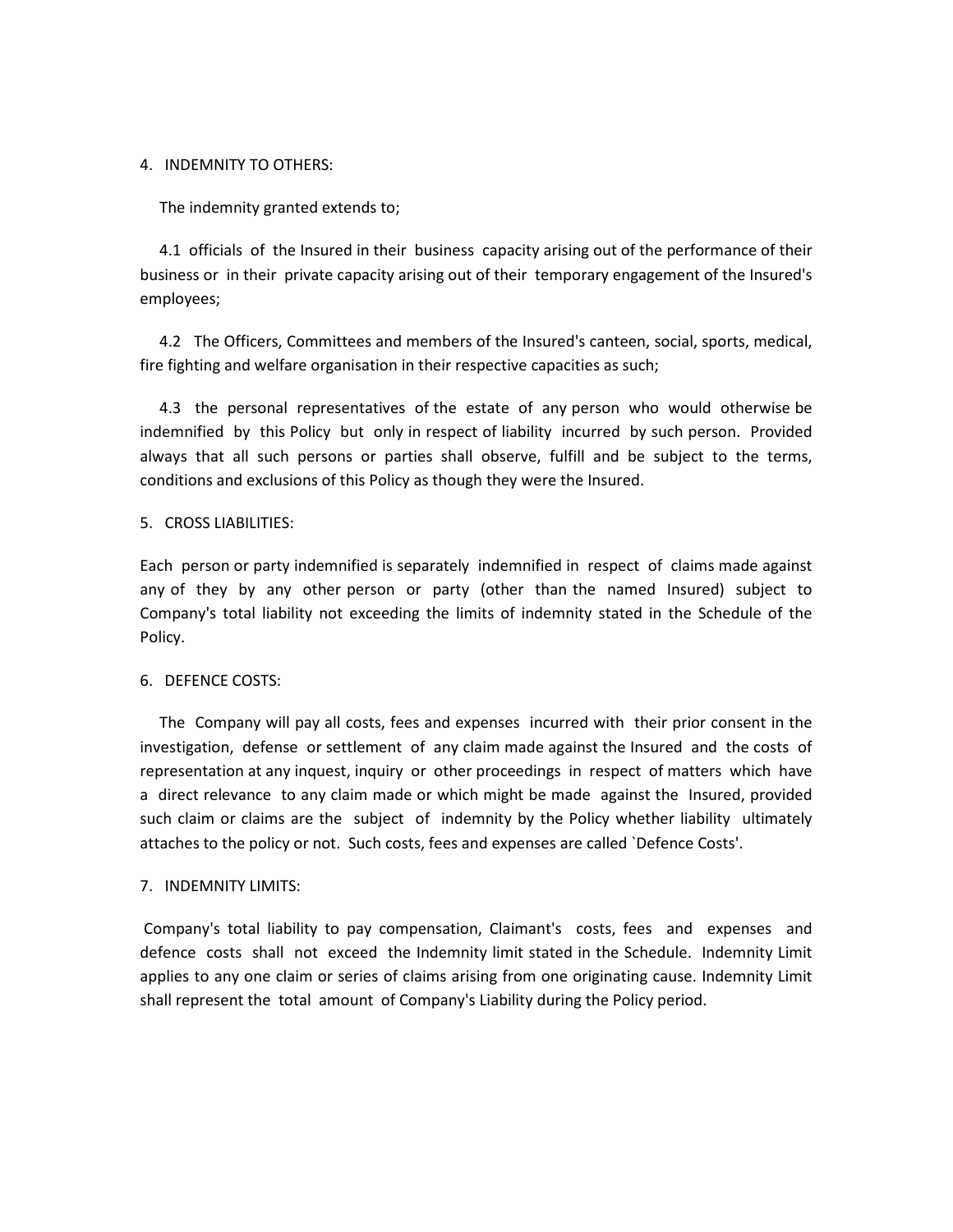4. INDEMNITY TO OTHERS:

The indemnity granted extends to;

4.1 officials of the Insured in their business capacity arising out of the performance of their business or in their private capacity arising out of their temporary engagement of the Insured's employees;

4.2 The Officers, Committees and members of the Insured's canteen, social, sports, medical, fire fighting and welfare organisation in their respective capacities as such;

4.3 the personal representatives of the estate of any person who would otherwise be indemnified by this Policy but only in respect of liability incurred by such person. Provided always that all such persons or parties shall observe, fulfill and be subject to the terms, conditions and exclusions of this Policy as though they were the Insured.

5. CROSS LIABILITIES:

Each person or party indemnified is separately indemnified in respect of claims made against any of they by any other person or party (other than the named Insured) subject to Company's total liability not exceeding the limits of indemnity stated in the Schedule of the Policy.

6. DEFENCE COSTS:

The Company will pay all costs, fees and expenses incurred with their prior consent in the investigation, defense or settlement of any claim made against the Insured and the costs of representation at any inquest, inquiry or other proceedings in respect of matters which have a direct relevance to any claim made or which might be made against the Insured, provided such claim or claims are the subject of indemnity by the Policy whether liability ultimately attaches to the policy or not. Such costs, fees and expenses are called `Defence Costs'.

7. INDEMNITY LIMITS:

Company's total liability to pay compensation, Claimant's costs, fees and expenses and defence costs shall not exceed the Indemnity limit stated in the Schedule. Indemnity Limit applies to any one claim or series of claims arising from one originating cause. Indemnity Limit shall represent the total amount of Company's Liability during the Policy period.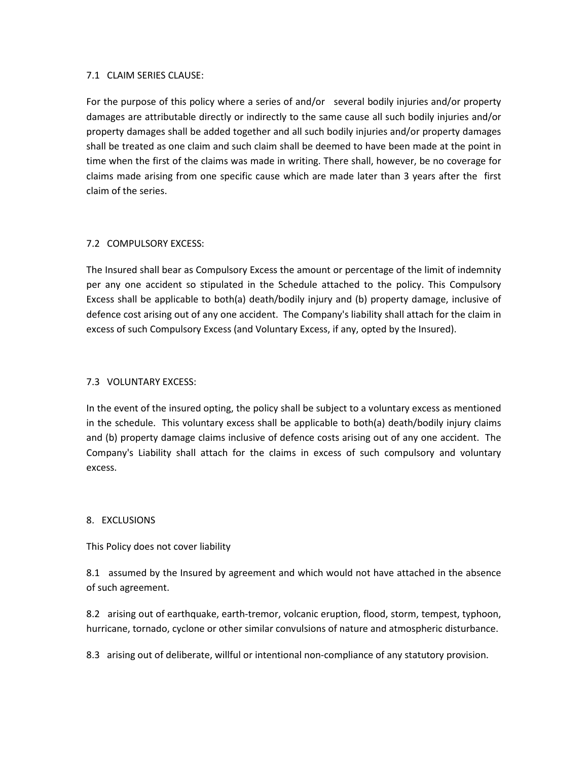### 7.1 CLAIM SERIES CLAUSE:

For the purpose of this policy where a series of and/or several bodily injuries and/or property damages are attributable directly or indirectly to the same cause all such bodily injuries and/or property damages shall be added together and all such bodily injuries and/or property damages shall be treated as one claim and such claim shall be deemed to have been made at the point in time when the first of the claims was made in writing. There shall, however, be no coverage for claims made arising from one specific cause which are made later than 3 years after the first claim of the series.

### 7.2 COMPULSORY EXCESS:

The Insured shall bear as Compulsory Excess the amount or percentage of the limit of indemnity per any one accident so stipulated in the Schedule attached to the policy. This Compulsory Excess shall be applicable to both(a) death/bodily injury and (b) property damage, inclusive of defence cost arising out of any one accident. The Company's liability shall attach for the claim in excess of such Compulsory Excess (and Voluntary Excess, if any, opted by the Insured).

### 7.3 VOLUNTARY EXCESS:

In the event of the insured opting, the policy shall be subject to a voluntary excess as mentioned in the schedule. This voluntary excess shall be applicable to both(a) death/bodily injury claims and (b) property damage claims inclusive of defence costs arising out of any one accident. The Company's Liability shall attach for the claims in excess of such compulsory and voluntary excess.

## 8. EXCLUSIONS

This Policy does not cover liability

8.1 assumed by the Insured by agreement and which would not have attached in the absence of such agreement.

8.2 arising out of earthquake, earth-tremor, volcanic eruption, flood, storm, tempest, typhoon, hurricane, tornado, cyclone or other similar convulsions of nature and atmospheric disturbance.

8.3 arising out of deliberate, willful or intentional non-compliance of any statutory provision.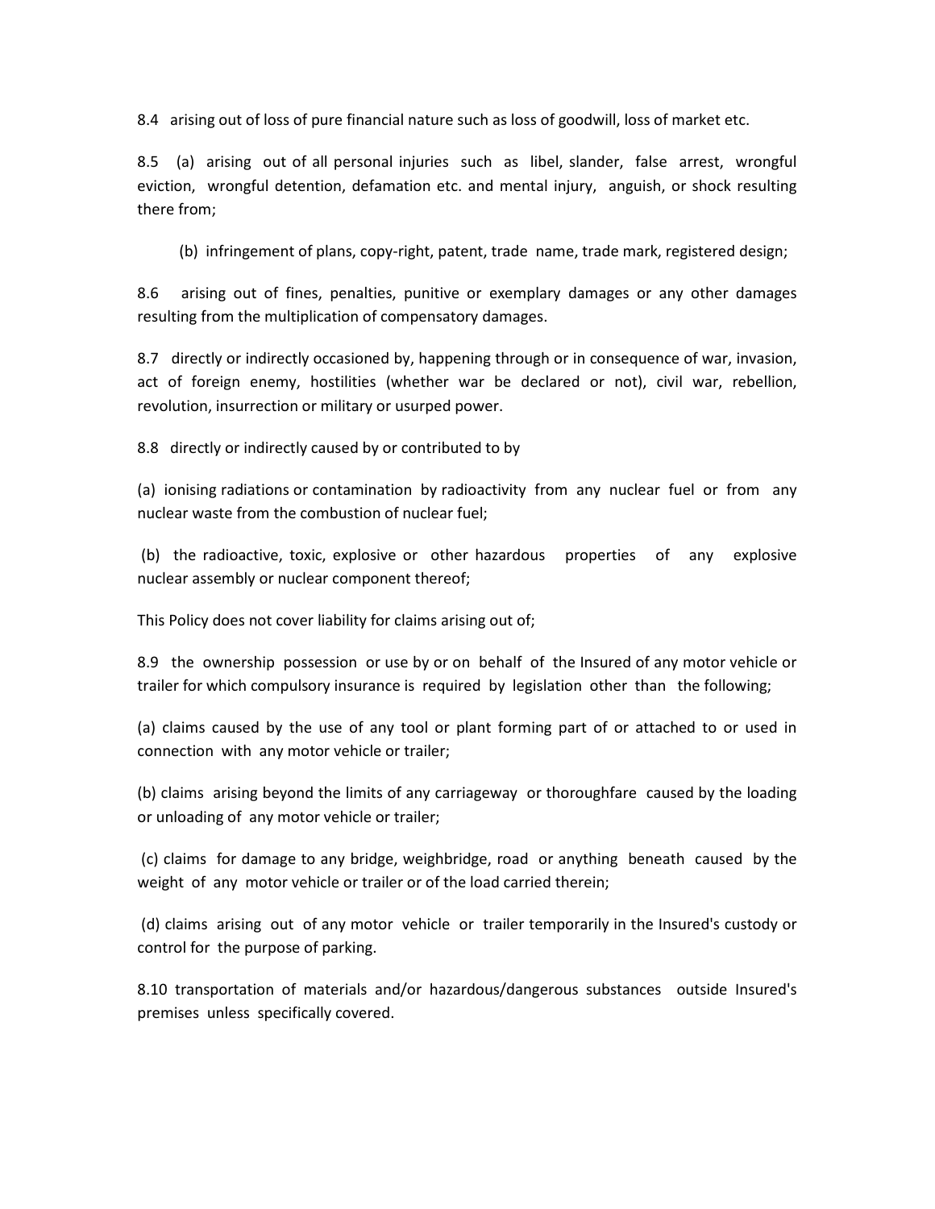8.4 arising out of loss of pure financial nature such as loss of goodwill, loss of market etc.

8.5 (a) arising out of all personal injuries such as libel, slander, false arrest, wrongful eviction, wrongful detention, defamation etc. and mental injury, anguish, or shock resulting there from;

(b) infringement of plans, copy-right, patent, trade name, trade mark, registered design;

8.6 arising out of fines, penalties, punitive or exemplary damages or any other damages resulting from the multiplication of compensatory damages.

8.7 directly or indirectly occasioned by, happening through or in consequence of war, invasion, act of foreign enemy, hostilities (whether war be declared or not), civil war, rebellion, revolution, insurrection or military or usurped power.

8.8 directly or indirectly caused by or contributed to by

(a) ionising radiations or contamination by radioactivity from any nuclear fuel or from any nuclear waste from the combustion of nuclear fuel;

(b) the radioactive, toxic, explosive or other hazardous properties of any explosive nuclear assembly or nuclear component thereof;

This Policy does not cover liability for claims arising out of;

8.9 the ownership possession or use by or on behalf of the Insured of any motor vehicle or trailer for which compulsory insurance is required by legislation other than the following;

(a) claims caused by the use of any tool or plant forming part of or attached to or used in connection with any motor vehicle or trailer;

(b) claims arising beyond the limits of any carriageway or thoroughfare caused by the loading or unloading of any motor vehicle or trailer;

(c) claims for damage to any bridge, weighbridge, road or anything beneath caused by the weight of any motor vehicle or trailer or of the load carried therein;

(d) claims arising out of any motor vehicle or trailer temporarily in the Insured's custody or control for the purpose of parking.

8.10 transportation of materials and/or hazardous/dangerous substances outside Insured's premises unless specifically covered.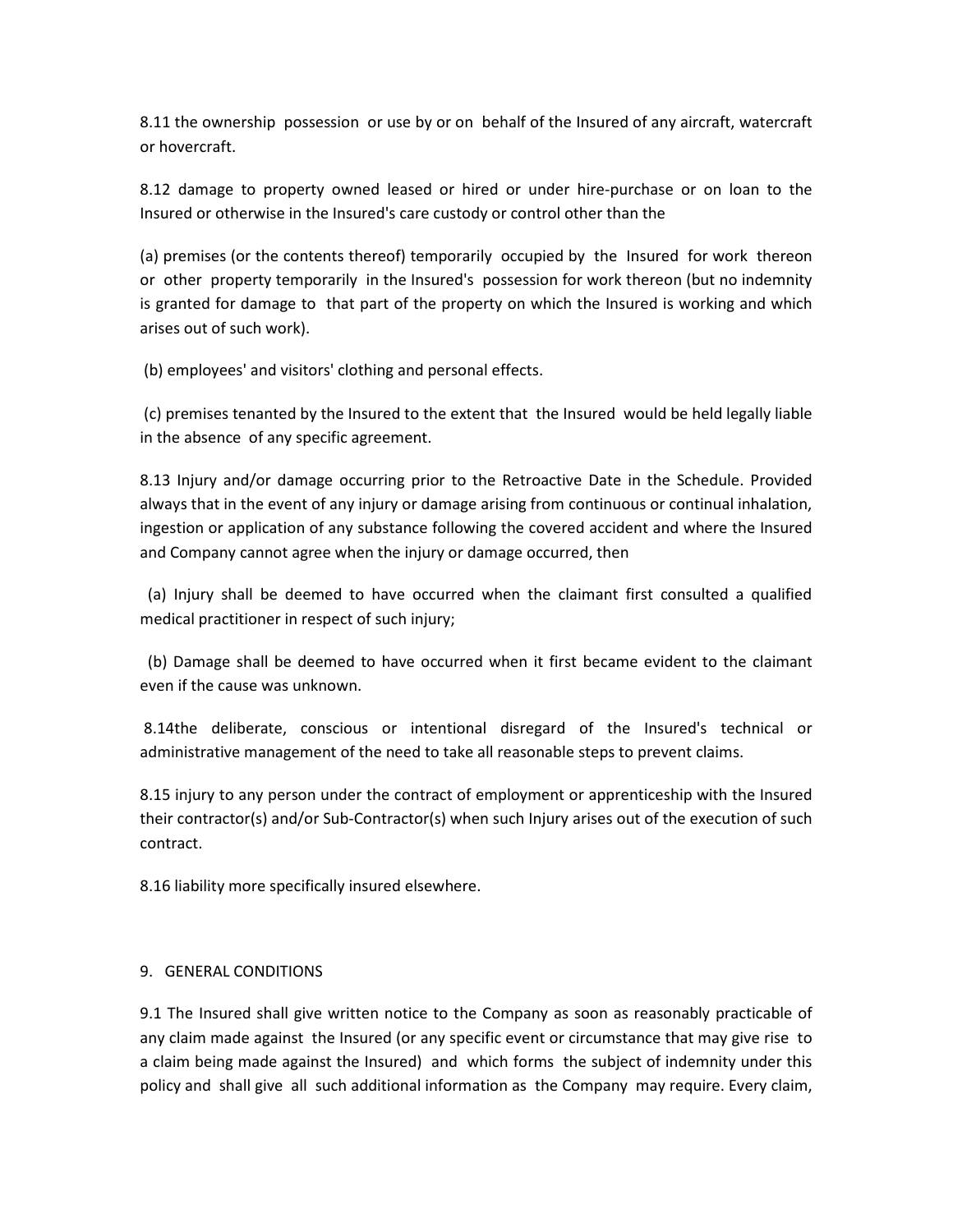8.11 the ownership possession or use by or on behalf of the Insured of any aircraft, watercraft or hovercraft.

8.12 damage to property owned leased or hired or under hire-purchase or on loan to the Insured or otherwise in the Insured's care custody or control other than the

(a) premises (or the contents thereof) temporarily occupied by the Insured for work thereon or other property temporarily in the Insured's possession for work thereon (but no indemnity is granted for damage to that part of the property on which the Insured is working and which arises out of such work).

(b) employees' and visitors' clothing and personal effects.

(c) premises tenanted by the Insured to the extent that the Insured would be held legally liable in the absence of any specific agreement.

8.13 Injury and/or damage occurring prior to the Retroactive Date in the Schedule. Provided always that in the event of any injury or damage arising from continuous or continual inhalation, ingestion or application of any substance following the covered accident and where the Insured and Company cannot agree when the injury or damage occurred, then

(a) Injury shall be deemed to have occurred when the claimant first consulted a qualified medical practitioner in respect of such injury;

(b) Damage shall be deemed to have occurred when it first became evident to the claimant even if the cause was unknown.

8.14the deliberate, conscious or intentional disregard of the Insured's technical or administrative management of the need to take all reasonable steps to prevent claims.

8.15 injury to any person under the contract of employment or apprenticeship with the Insured their contractor(s) and/or Sub-Contractor(s) when such Injury arises out of the execution of such contract.

8.16 liability more specifically insured elsewhere.

## 9. GENERAL CONDITIONS

9.1 The Insured shall give written notice to the Company as soon as reasonably practicable of any claim made against the Insured (or any specific event or circumstance that may give rise to a claim being made against the Insured) and which forms the subject of indemnity under this policy and shall give all such additional information as the Company may require. Every claim,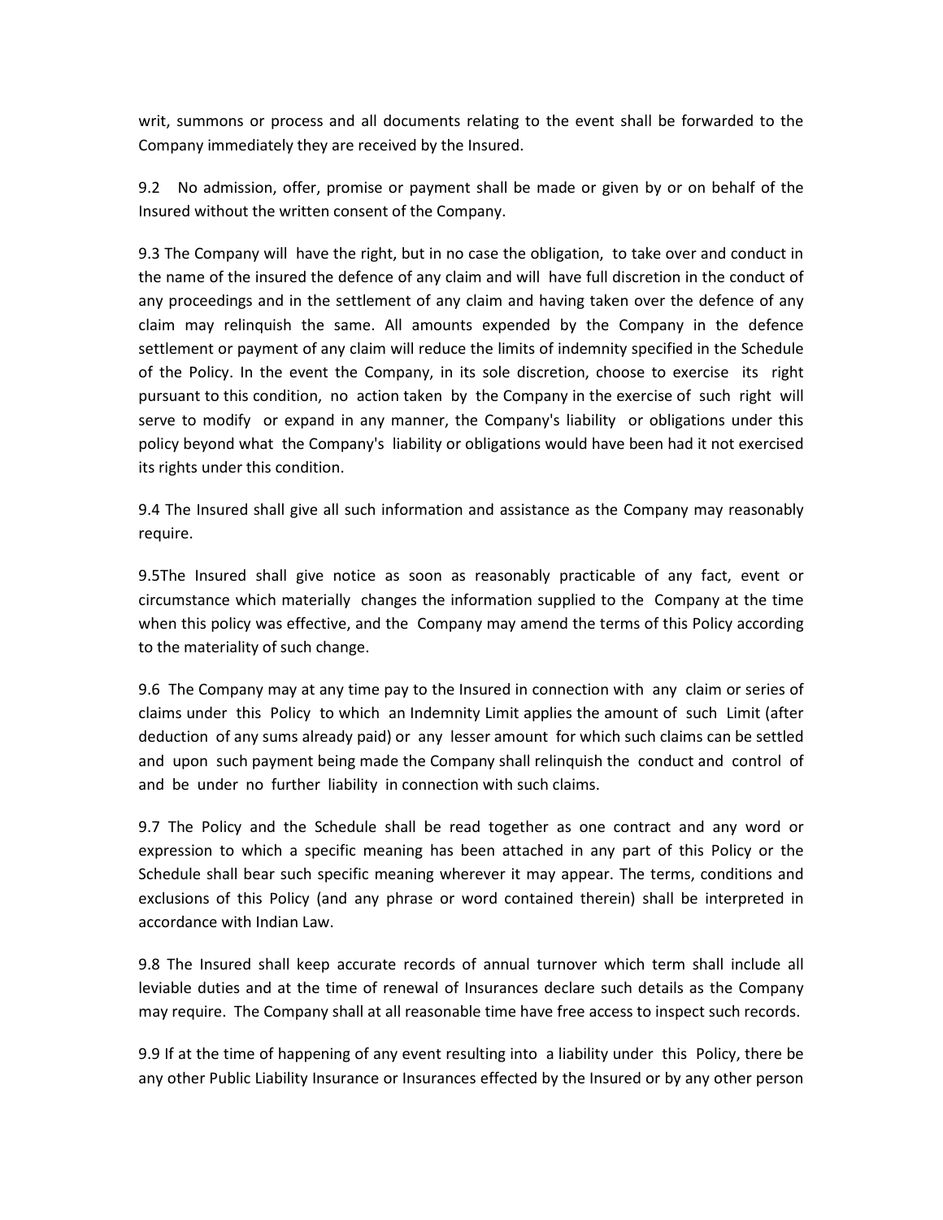writ, summons or process and all documents relating to the event shall be forwarded to the Company immediately they are received by the Insured.

9.2 No admission, offer, promise or payment shall be made or given by or on behalf of the Insured without the written consent of the Company.

9.3 The Company will have the right, but in no case the obligation, to take over and conduct in the name of the insured the defence of any claim and will have full discretion in the conduct of any proceedings and in the settlement of any claim and having taken over the defence of any claim may relinquish the same. All amounts expended by the Company in the defence settlement or payment of any claim will reduce the limits of indemnity specified in the Schedule of the Policy. In the event the Company, in its sole discretion, choose to exercise its right pursuant to this condition, no action taken by the Company in the exercise of such right will serve to modify or expand in any manner, the Company's liability or obligations under this policy beyond what the Company's liability or obligations would have been had it not exercised its rights under this condition.

9.4 The Insured shall give all such information and assistance as the Company may reasonably require.

9.5The Insured shall give notice as soon as reasonably practicable of any fact, event or circumstance which materially changes the information supplied to the Company at the time when this policy was effective, and the Company may amend the terms of this Policy according to the materiality of such change.

9.6 The Company may at any time pay to the Insured in connection with any claim or series of claims under this Policy to which an Indemnity Limit applies the amount of such Limit (after deduction of any sums already paid) or any lesser amount for which such claims can be settled and upon such payment being made the Company shall relinquish the conduct and control of and be under no further liability in connection with such claims.

9.7 The Policy and the Schedule shall be read together as one contract and any word or expression to which a specific meaning has been attached in any part of this Policy or the Schedule shall bear such specific meaning wherever it may appear. The terms, conditions and exclusions of this Policy (and any phrase or word contained therein) shall be interpreted in accordance with Indian Law.

9.8 The Insured shall keep accurate records of annual turnover which term shall include all leviable duties and at the time of renewal of Insurances declare such details as the Company may require. The Company shall at all reasonable time have free access to inspect such records.

9.9 If at the time of happening of any event resulting into a liability under this Policy, there be any other Public Liability Insurance or Insurances effected by the Insured or by any other person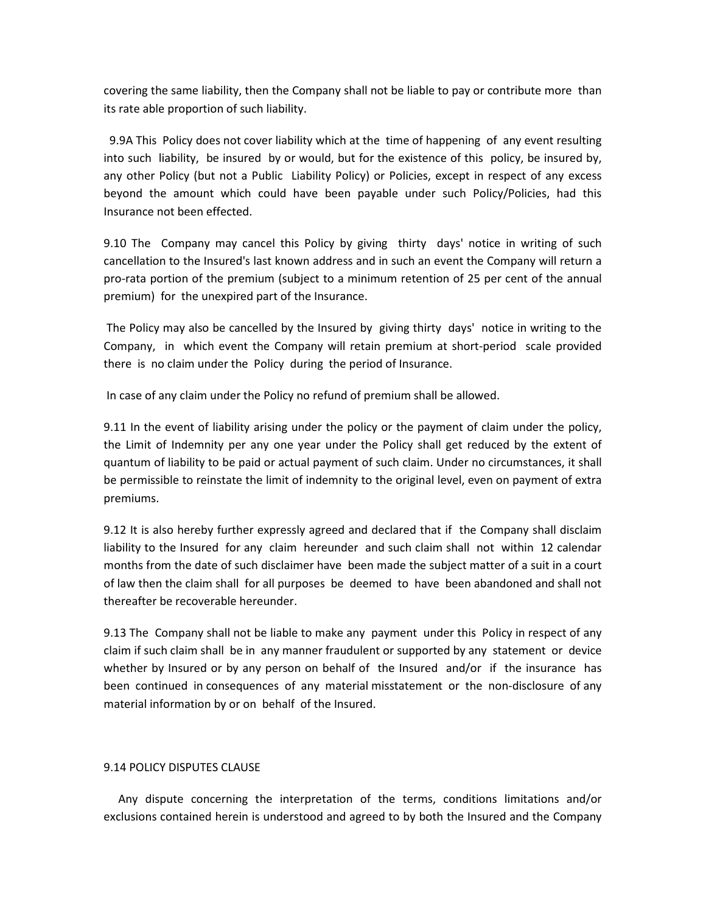covering the same liability, then the Company shall not be liable to pay or contribute more than its rate able proportion of such liability.

9.9A This Policy does not cover liability which at the time of happening of any event resulting into such liability, be insured by or would, but for the existence of this policy, be insured by, any other Policy (but not a Public Liability Policy) or Policies, except in respect of any excess beyond the amount which could have been payable under such Policy/Policies, had this Insurance not been effected.

9.10 The Company may cancel this Policy by giving thirty days' notice in writing of such cancellation to the Insured's last known address and in such an event the Company will return a pro-rata portion of the premium (subject to a minimum retention of 25 per cent of the annual premium) for the unexpired part of the Insurance.

The Policy may also be cancelled by the Insured by giving thirty days' notice in writing to the Company, in which event the Company will retain premium at short-period scale provided there is no claim under the Policy during the period of Insurance.

In case of any claim under the Policy no refund of premium shall be allowed.

9.11 In the event of liability arising under the policy or the payment of claim under the policy, the Limit of Indemnity per any one year under the Policy shall get reduced by the extent of quantum of liability to be paid or actual payment of such claim. Under no circumstances, it shall be permissible to reinstate the limit of indemnity to the original level, even on payment of extra premiums.

9.12 It is also hereby further expressly agreed and declared that if the Company shall disclaim liability to the Insured for any claim hereunder and such claim shall not within 12 calendar months from the date of such disclaimer have been made the subject matter of a suit in a court of law then the claim shall for all purposes be deemed to have been abandoned and shall not thereafter be recoverable hereunder.

9.13 The Company shall not be liable to make any payment under this Policy in respect of any claim if such claim shall be in any manner fraudulent or supported by any statement or device whether by Insured or by any person on behalf of the Insured and/or if the insurance has been continued in consequences of any material misstatement or the non-disclosure of any material information by or on behalf of the Insured.

9.14 POLICY DISPUTES CLAUSE

Any dispute concerning the interpretation of the terms, conditions limitations and/or exclusions contained herein is understood and agreed to by both the Insured and the Company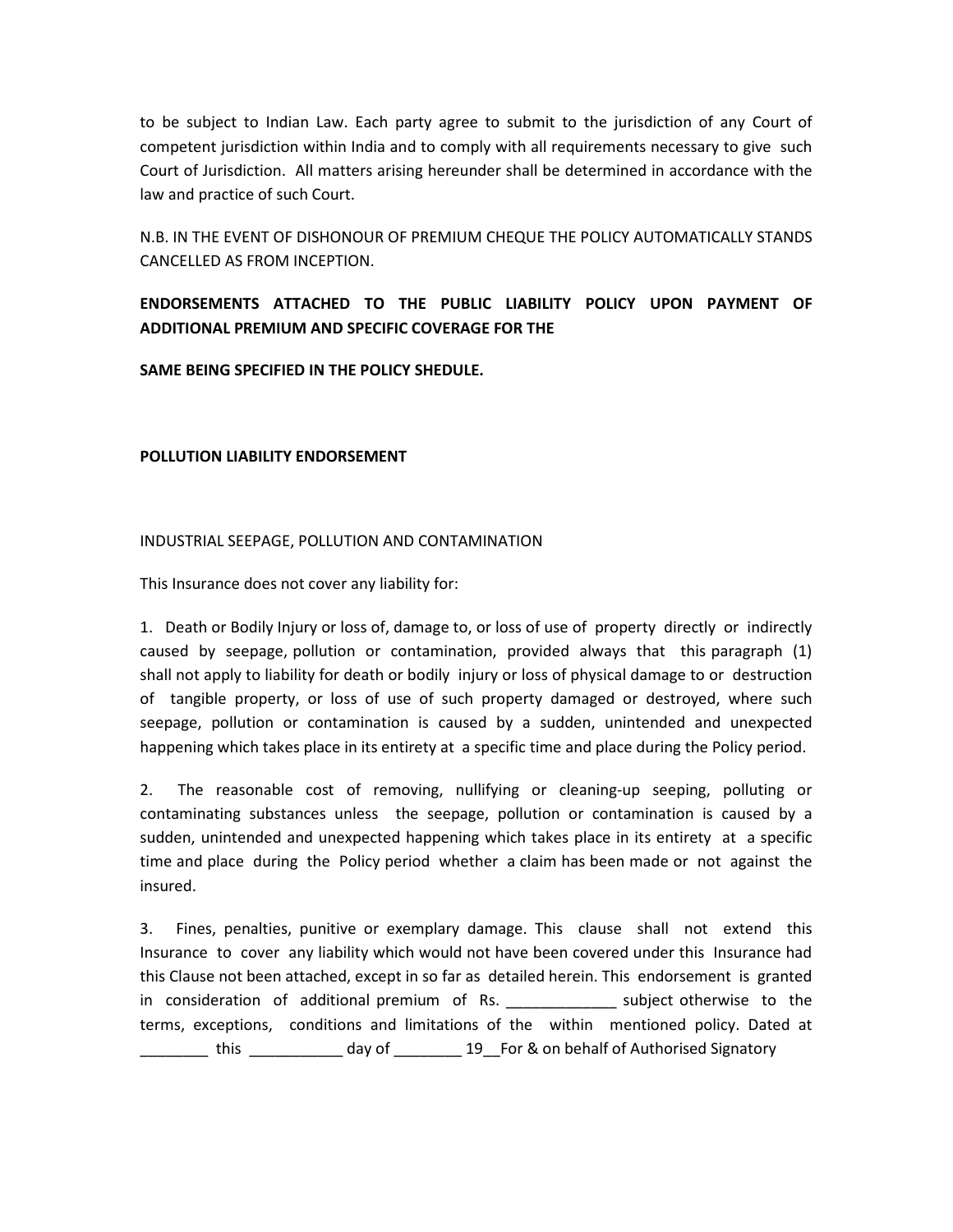to be subject to Indian Law. Each party agree to submit to the jurisdiction of any Court of competent jurisdiction within India and to comply with all requirements necessary to give such Court of Jurisdiction. All matters arising hereunder shall be determined in accordance with the law and practice of such Court.

N.B. IN THE EVENT OF DISHONOUR OF PREMIUM CHEQUE THE POLICY AUTOMATICALLY STANDS CANCELLED AS FROM INCEPTION.

**ENDORSEMENTS ATTACHED TO THE PUBLIC LIABILITY POLICY UPON PAYMENT OF ADDITIONAL PREMIUM AND SPECIFIC COVERAGE FOR THE**

**SAME BEING SPECIFIED IN THE POLICY SHEDULE.**

**POLLUTION LIABILITY ENDORSEMENT**

INDUSTRIAL SEEPAGE, POLLUTION AND CONTAMINATION

This Insurance does not cover any liability for:

1. Death or Bodily Injury or loss of, damage to, or loss of use of property directly or indirectly caused by seepage, pollution or contamination, provided always that this paragraph (1) shall not apply to liability for death or bodily injury or loss of physical damage to or destruction of tangible property, or loss of use of such property damaged or destroyed, where such seepage, pollution or contamination is caused by a sudden, unintended and unexpected happening which takes place in its entirety at a specific time and place during the Policy period.

2. The reasonable cost of removing, nullifying or cleaning-up seeping, polluting or contaminating substances unless the seepage, pollution or contamination is caused by a sudden, unintended and unexpected happening which takes place in its entirety at a specific time and place during the Policy period whether a claim has been made or not against the insured.

3. Fines, penalties, punitive or exemplary damage. This clause shall not extend this Insurance to cover any liability which would not have been covered under this Insurance had this Clause not been attached, except in so far as detailed herein. This endorsement is granted in consideration of additional premium of Rs. _____________ subject otherwise to the terms, exceptions, conditions and limitations of the within mentioned policy. Dated at ________ this ___________ day of ________ 19__For & on behalf of Authorised Signatory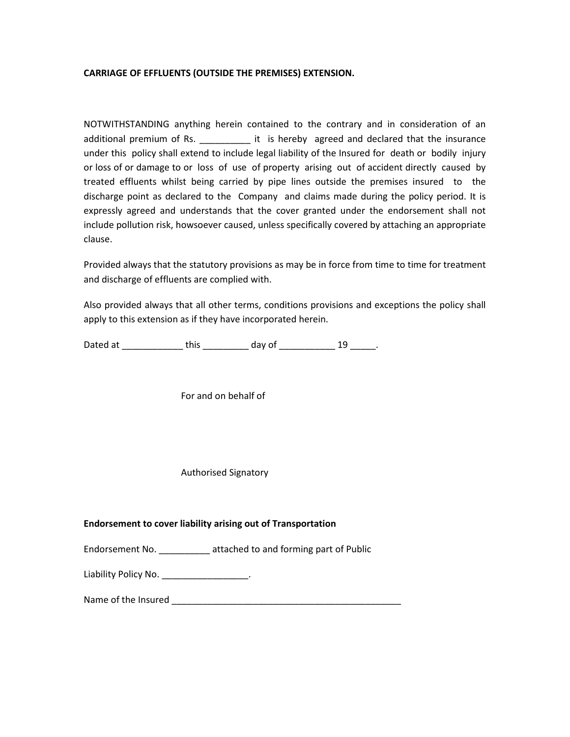**CARRIAGE OF EFFLUENTS (OUTSIDE THE PREMISES) EXTENSION.**

NOTWITHSTANDING anything herein contained to the contrary and in consideration of an additional premium of Rs. __________ it is hereby agreed and declared that the insurance under this policy shall extend to include legal liability of the Insured for death or bodily injury or loss of or damage to or loss of use of property arising out of accident directly caused by treated effluents whilst being carried by pipe lines outside the premises insured to the discharge point as declared to the Company and claims made during the policy period. It is expressly agreed and understands that the cover granted under the endorsement shall not include pollution risk, howsoever caused, unless specifically covered by attaching an appropriate clause.

Provided always that the statutory provisions as may be in force from time to time for treatment and discharge of effluents are complied with.

Also provided always that all other terms, conditions provisions and exceptions the policy shall apply to this extension as if they have incorporated herein.

Dated at ____________ this _________ day of ___________ 19 _____.

For and on behalf of

Authorised Signatory

**Endorsement to cover liability arising out of Transportation**

Endorsement No. __________ attached to and forming part of Public

Liability Policy No. _________________.

Name of the Insured _______________________________________________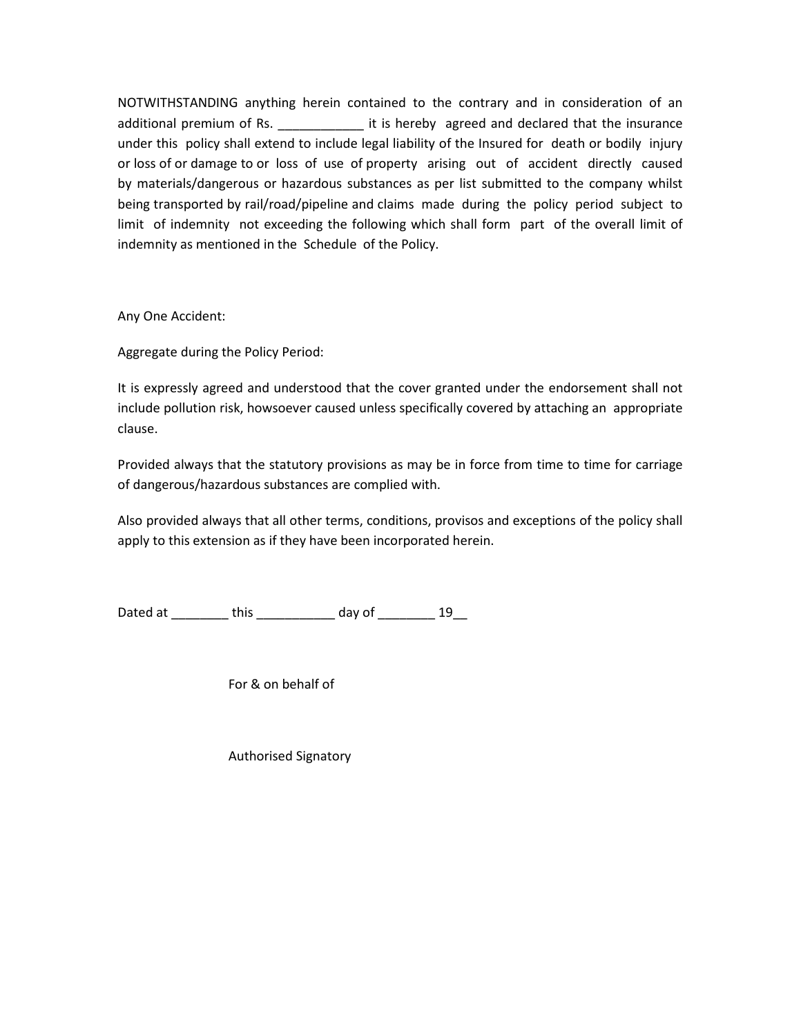NOTWITHSTANDING anything herein contained to the contrary and in consideration of an additional premium of Rs. ____________ it is hereby agreed and declared that the insurance under this policy shall extend to include legal liability of the Insured for death or bodily injury or loss of or damage to or loss of use of property arising out of accident directly caused by materials/dangerous or hazardous substances as per list submitted to the company whilst being transported by rail/road/pipeline and claims made during the policy period subject to limit of indemnity not exceeding the following which shall form part of the overall limit of indemnity as mentioned in the Schedule of the Policy.

Any One Accident:

Aggregate during the Policy Period:

It is expressly agreed and understood that the cover granted under the endorsement shall not include pollution risk, howsoever caused unless specifically covered by attaching an appropriate clause.

Provided always that the statutory provisions as may be in force from time to time for carriage of dangerous/hazardous substances are complied with.

Also provided always that all other terms, conditions, provisos and exceptions of the policy shall apply to this extension as if they have been incorporated herein.

Dated at ________ this ___________ day of ________ 19__

For & on behalf of

Authorised Signatory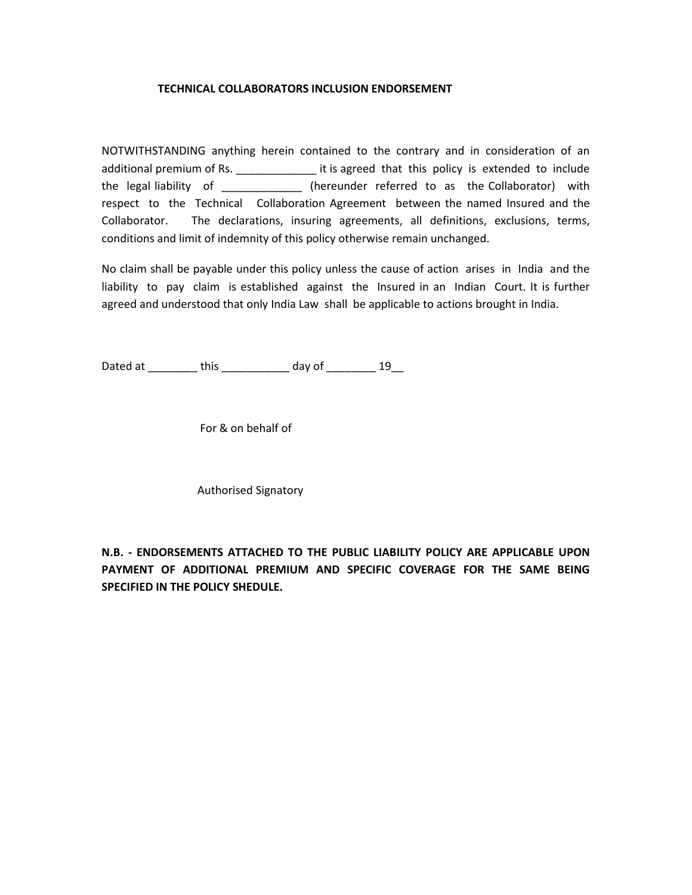## TECHNICAL COLLABORATORS INCLUSION ENDORSEMENT

NOTWITHSTANDING anything herein contained to the contrary and in consideration of an additional premium of Rs. _____________ it is agreed that this policy is extended to include the legal liability of _____________ (hereunder referred to as the Collaborator) with respect to the Technical Collaboration Agreement between the named Insured and the Collaborator. The declarations, insuring agreements, all definitions, exclusions, terms, conditions and limit of indemnity of this policy otherwise remain unchanged.

No claim shall be payable under this policy unless the cause of action arises in India and the liability to pay claim is established against the Insured in an Indian Court. It is further agreed and understood that only India Law shall be applicable to actions brought in India.

Dated at ________ this ___________ day of ________ 19__

For & on behalf of

Authorised Signatory

**N.B. - ENDORSEMENTS ATTACHED TO THE PUBLIC LIABILITY POLICY ARE APPLICABLE UPON PAYMENT OF ADDITIONAL PREMIUM AND SPECIFIC COVERAGE FOR THE SAME BEING SPECIFIED IN THE POLICY SHEDULE.**